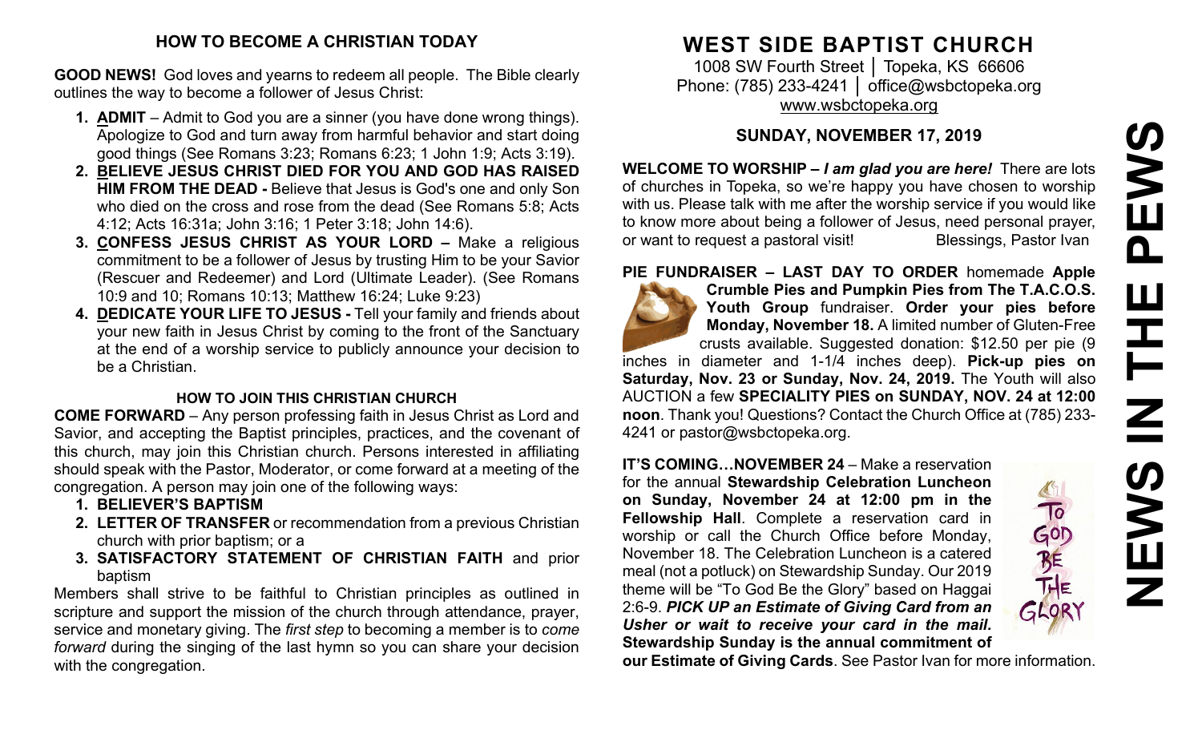## HOW TO BECOME A CHRISTIAN TODAY

**GOOD NEWS!** God loves and yearns to redeem all people. The Bible clearly outlines the way to become a follower of Jesus Christ:

1. **ADMIT** – Admit to God you are a sinner (you have done wrong things). Apologize to God and turn away from harmful behavior and start doing good things (See Romans 3:23; Romans 6:23; 1 John 1:9; Acts 3:19).
2. **BELIEVE JESUS CHRIST DIED FOR YOU AND GOD HAS RAISED HIM FROM THE DEAD -** Believe that Jesus is God's one and only Son who died on the cross and rose from the dead (See Romans 5:8; Acts 4:12; Acts 16:31a; John 3:16; 1 Peter 3:18; John 14:6).
3. **CONFESS JESUS CHRIST AS YOUR LORD –** Make a religious commitment to be a follower of Jesus by trusting Him to be your Savior (Rescuer and Redeemer) and Lord (Ultimate Leader). (See Romans 10:9 and 10; Romans 10:13; Matthew 16:24; Luke 9:23)
4. **DEDICATE YOUR LIFE TO JESUS -** Tell your family and friends about your new faith in Jesus Christ by coming to the front of the Sanctuary at the end of a worship service to publicly announce your decision to be a Christian.

### HOW TO JOIN THIS CHRISTIAN CHURCH

**COME FORWARD** – Any person professing faith in Jesus Christ as Lord and Savior, and accepting the Baptist principles, practices, and the covenant of this church, may join this Christian church. Persons interested in affiliating should speak with the Pastor, Moderator, or come forward at a meeting of the congregation. A person may join one of the following ways:

1. **BELIEVER'S BAPTISM**
2. **LETTER OF TRANSFER** or recommendation from a previous Christian church with prior baptism; or a
3. **SATISFACTORY STATEMENT OF CHRISTIAN FAITH** and prior baptism

Members shall strive to be faithful to Christian principles as outlined in scripture and support the mission of the church through attendance, prayer, service and monetary giving. The *first step* to becoming a member is to *come forward* during the singing of the last hymn so you can share your decision with the congregation.

# WEST SIDE BAPTIST CHURCH

1008 SW Fourth Street │ Topeka, KS 66606
Phone: (785) 233-4241 │ office@wsbctopeka.org
www.wsbctopeka.org

## SUNDAY, NOVEMBER 17, 2019

**WELCOME TO WORSHIP –** ***I am glad you are here!*** There are lots of churches in Topeka, so we're happy you have chosen to worship with us. Please talk with me after the worship service if you would like to know more about being a follower of Jesus, need personal prayer, or want to request a pastoral visit! Blessings, Pastor Ivan

**PIE FUNDRAISER – LAST DAY TO ORDER** homemade **Apple Crumble Pies and Pumpkin Pies from The T.A.C.O.S. Youth Group** fundraiser. **Order your pies before Monday, November 18.** A limited number of Gluten-Free crusts available. Suggested donation: $12.50 per pie (9 inches in diameter and 1-1/4 inches deep). **Pick-up pies on Saturday, Nov. 23 or Sunday, Nov. 24, 2019.** The Youth will also AUCTION a few **SPECIALITY PIES on SUNDAY, NOV. 24 at 12:00 noon**. Thank you! Questions? Contact the Church Office at (785) 233-4241 or pastor@wsbctopeka.org.

**IT'S COMING…NOVEMBER 24** – Make a reservation for the annual **Stewardship Celebration Luncheon on Sunday, November 24 at 12:00 pm in the Fellowship Hall**. Complete a reservation card in worship or call the Church Office before Monday, November 18. The Celebration Luncheon is a catered meal (not a potluck) on Stewardship Sunday. Our 2019 theme will be "To God Be the Glory" based on Haggai 2:6-9. ***PICK UP an Estimate of Giving Card from an Usher or wait to receive your card in the mail.*** **Stewardship Sunday is the annual commitment of our Estimate of Giving Cards**. See Pastor Ivan for more information.

# NEWS IN THE PEWS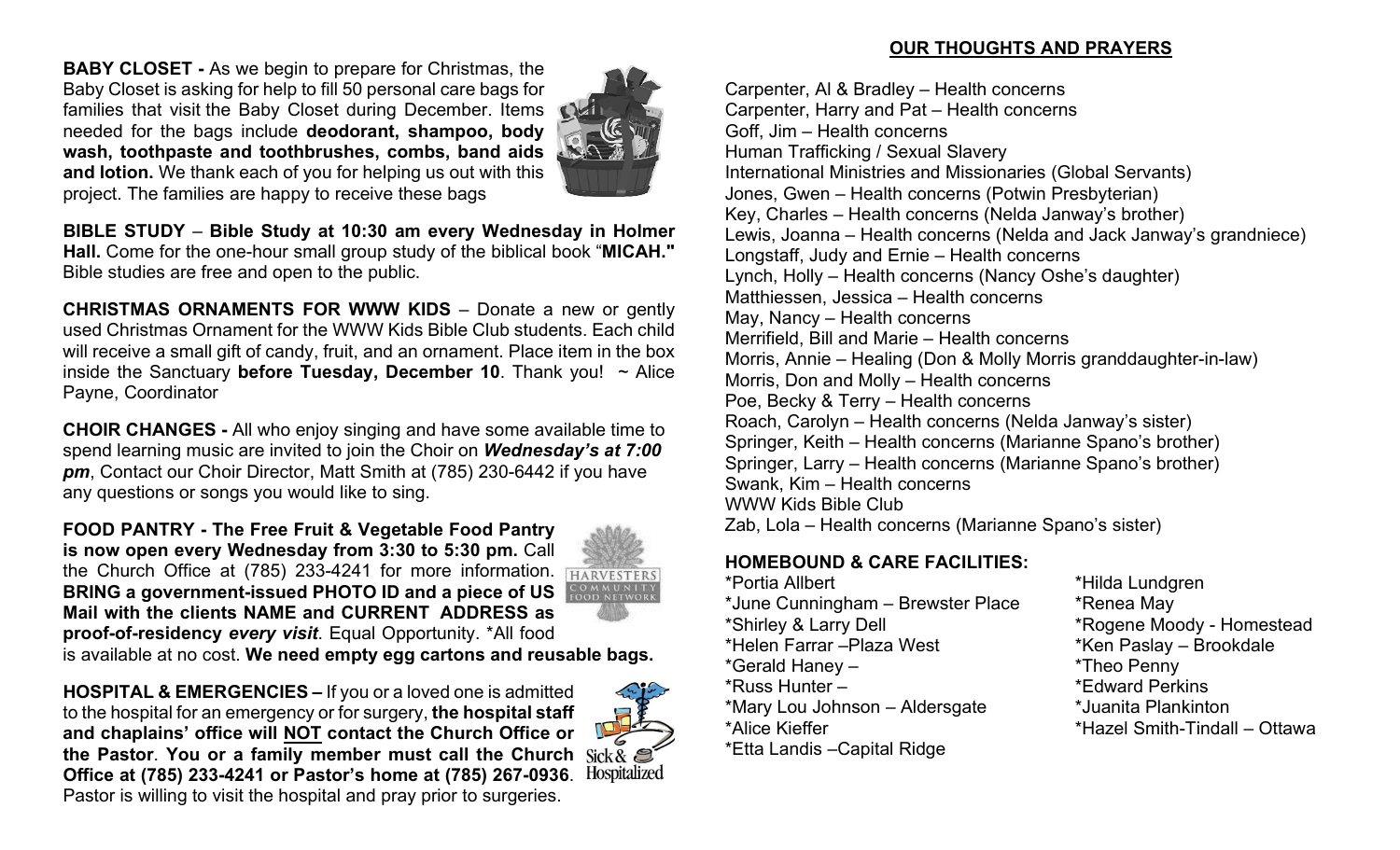**BABY CLOSET -** As we begin to prepare for Christmas, the Baby Closet is asking for help to fill 50 personal care bags for families that visit the Baby Closet during December. Items needed for the bags include **deodorant, shampoo, body wash, toothpaste and toothbrushes, combs, band aids and lotion.** We thank each of you for helping us out with this project. The families are happy to receive these bags

**BIBLE STUDY** – **Bible Study at 10:30 am every Wednesday in Holmer Hall.** Come for the one-hour small group study of the biblical book "**MICAH."** Bible studies are free and open to the public.

**CHRISTMAS ORNAMENTS FOR WWW KIDS** – Donate a new or gently used Christmas Ornament for the WWW Kids Bible Club students. Each child will receive a small gift of candy, fruit, and an ornament. Place item in the box inside the Sanctuary **before Tuesday, December 10**. Thank you!  ~ Alice Payne, Coordinator

**CHOIR CHANGES -** All who enjoy singing and have some available time to spend learning music are invited to join the Choir on ***Wednesday's at 7:00 pm***, Contact our Choir Director, Matt Smith at (785) 230-6442 if you have any questions or songs you would like to sing.

**FOOD PANTRY - The Free Fruit & Vegetable Food Pantry is now open every Wednesday from 3:30 to 5:30 pm.** Call the Church Office at (785) 233-4241 for more information. **BRING a government-issued PHOTO ID and a piece of US Mail with the clients NAME and CURRENT ADDRESS as proof-of-residency *every visit*.** Equal Opportunity. *All food is available at no cost. **We need empty egg cartons and reusable bags.**

HARVESTERS COMMUNITY FOOD NETWORK

**HOSPITAL & EMERGENCIES –** If you or a loved one is admitted to the hospital for an emergency or for surgery, **the hospital staff and chaplains' office will NOT contact the Church Office or the Pastor**. **You or a family member must call the Church Office at (785) 233-4241 or Pastor's home at (785) 267-0936**. Pastor is willing to visit the hospital and pray prior to surgeries.

Sick & Hospitalized

## OUR THOUGHTS AND PRAYERS

Carpenter, Al & Bradley – Health concerns
Carpenter, Harry and Pat – Health concerns
Goff, Jim – Health concerns
Human Trafficking / Sexual Slavery
International Ministries and Missionaries (Global Servants)
Jones, Gwen – Health concerns (Potwin Presbyterian)
Key, Charles – Health concerns (Nelda Janway's brother)
Lewis, Joanna – Health concerns (Nelda and Jack Janway's grandniece)
Longstaff, Judy and Ernie – Health concerns
Lynch, Holly – Health concerns (Nancy Oshe's daughter)
Matthiessen, Jessica – Health concerns
May, Nancy – Health concerns
Merrifield, Bill and Marie – Health concerns
Morris, Annie – Healing (Don & Molly Morris granddaughter-in-law)
Morris, Don and Molly – Health concerns
Poe, Becky & Terry – Health concerns
Roach, Carolyn – Health concerns (Nelda Janway's sister)
Springer, Keith – Health concerns (Marianne Spano's brother)
Springer, Larry – Health concerns (Marianne Spano's brother)
Swank, Kim – Health concerns
WWW Kids Bible Club
Zab, Lola – Health concerns (Marianne Spano's sister)

### HOMEBOUND & CARE FACILITIES:

*Portia Allbert
*June Cunningham – Brewster Place
*Shirley & Larry Dell
*Helen Farrar –Plaza West
*Gerald Haney –
*Russ Hunter –
*Mary Lou Johnson – Aldersgate
*Alice Kieffer
*Etta Landis –Capital Ridge
*Hilda Lundgren
*Renea May
*Rogene Moody - Homestead
*Ken Paslay – Brookdale
*Theo Penny
*Edward Perkins
*Juanita Plankinton
*Hazel Smith-Tindall – Ottawa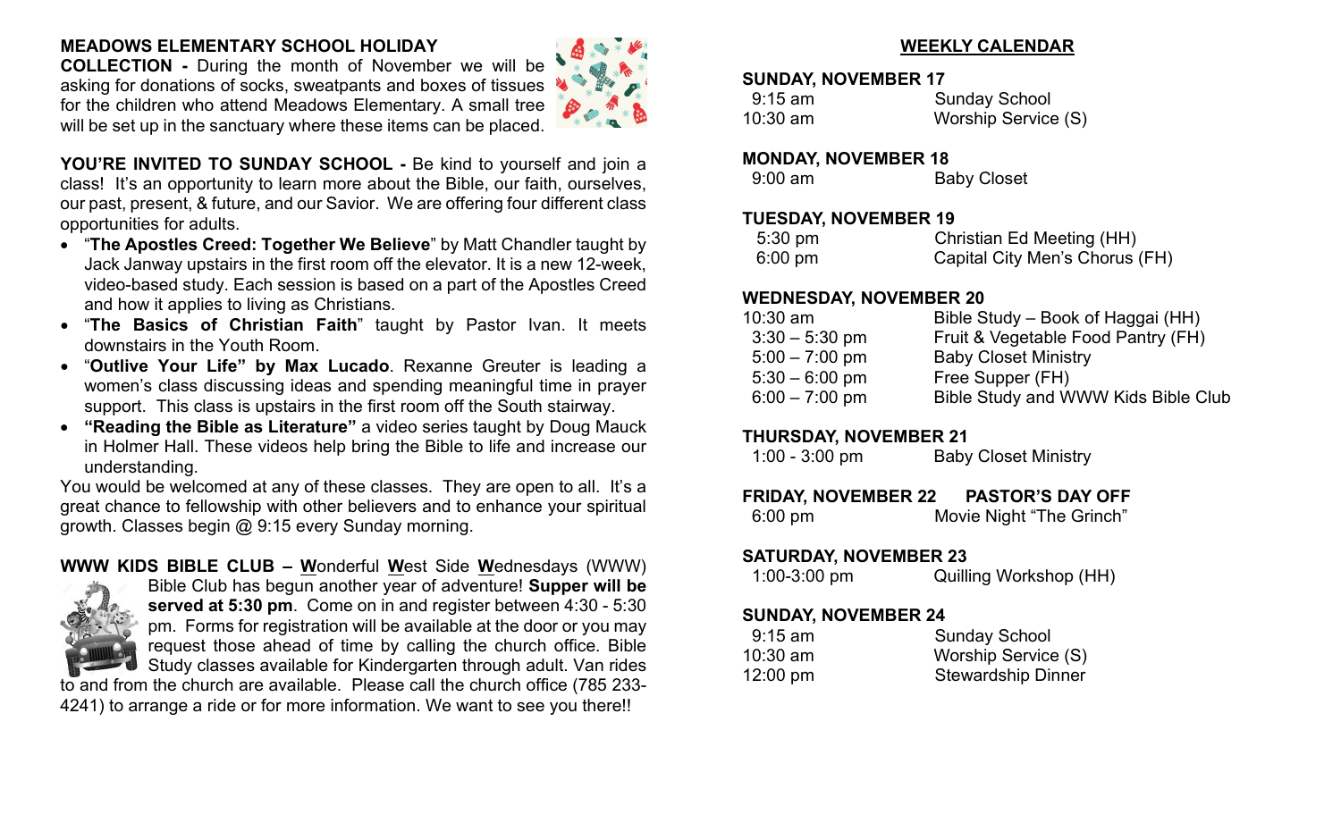**MEADOWS ELEMENTARY SCHOOL HOLIDAY COLLECTION -** During the month of November we will be asking for donations of socks, sweatpants and boxes of tissues for the children who attend Meadows Elementary. A small tree will be set up in the sanctuary where these items can be placed.

**YOU'RE INVITED TO SUNDAY SCHOOL -** Be kind to yourself and join a class! It's an opportunity to learn more about the Bible, our faith, ourselves, our past, present, & future, and our Savior. We are offering four different class opportunities for adults.

- "**The Apostles Creed: Together We Believe**" by Matt Chandler taught by Jack Janway upstairs in the first room off the elevator. It is a new 12-week, video-based study. Each session is based on a part of the Apostles Creed and how it applies to living as Christians.
- "**The Basics of Christian Faith**" taught by Pastor Ivan. It meets downstairs in the Youth Room.
- "**Outlive Your Life" by Max Lucado**. Rexanne Greuter is leading a women's class discussing ideas and spending meaningful time in prayer support. This class is upstairs in the first room off the South stairway.
- **"Reading the Bible as Literature"** a video series taught by Doug Mauck in Holmer Hall. These videos help bring the Bible to life and increase our understanding.

You would be welcomed at any of these classes. They are open to all. It's a great chance to fellowship with other believers and to enhance your spiritual growth. Classes begin @ 9:15 every Sunday morning.

**WWW KIDS BIBLE CLUB – W**onderful **W**est Side **W**ednesdays (WWW) Bible Club has begun another year of adventure! **Supper will be served at 5:30 pm**. Come on in and register between 4:30 - 5:30 pm. Forms for registration will be available at the door or you may request those ahead of time by calling the church office. Bible Study classes available for Kindergarten through adult. Van rides to and from the church are available. Please call the church office (785 233-4241) to arrange a ride or for more information. We want to see you there!!

## WEEKLY CALENDAR

**SUNDAY, NOVEMBER 17**

| | |
|---|---|
| 9:15 am | Sunday School |
| 10:30 am | Worship Service (S) |

**MONDAY, NOVEMBER 18**

| | |
|---|---|
| 9:00 am | Baby Closet |

**TUESDAY, NOVEMBER 19**

| | |
|---|---|
| 5:30 pm | Christian Ed Meeting (HH) |
| 6:00 pm | Capital City Men's Chorus (FH) |

**WEDNESDAY, NOVEMBER 20**

| | |
|---|---|
| 10:30 am | Bible Study – Book of Haggai (HH) |
| 3:30 – 5:30 pm | Fruit & Vegetable Food Pantry (FH) |
| 5:00 – 7:00 pm | Baby Closet Ministry |
| 5:30 – 6:00 pm | Free Supper (FH) |
| 6:00 – 7:00 pm | Bible Study and WWW Kids Bible Club |

**THURSDAY, NOVEMBER 21**

| | |
|---|---|
| 1:00 - 3:00 pm | Baby Closet Ministry |

**FRIDAY, NOVEMBER 22 PASTOR'S DAY OFF**

| | |
|---|---|
| 6:00 pm | Movie Night "The Grinch" |

**SATURDAY, NOVEMBER 23**

| | |
|---|---|
| 1:00-3:00 pm | Quilling Workshop (HH) |

**SUNDAY, NOVEMBER 24**

| | |
|---|---|
| 9:15 am | Sunday School |
| 10:30 am | Worship Service (S) |
| 12:00 pm | Stewardship Dinner |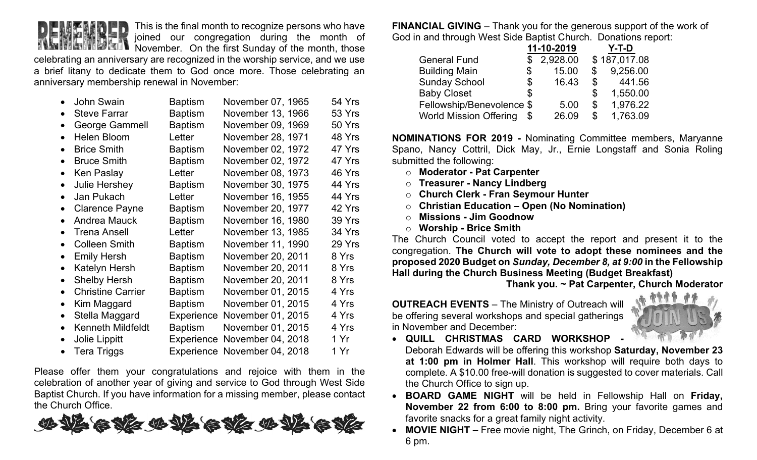**REMEMBER** This is the final month to recognize persons who have joined our congregation during the month of November. On the first Sunday of the month, those celebrating an anniversary are recognized in the worship service, and we use a brief litany to dedicate them to God once more. Those celebrating an anniversary membership renewal in November:

| Name | Type | Date | Years |
|---|---|---|---|
| John Swain | Baptism | November 07, 1965 | 54 Yrs |
| Steve Farrar | Baptism | November 13, 1966 | 53 Yrs |
| George Gammell | Baptism | November 09, 1969 | 50 Yrs |
| Helen Bloom | Letter | November 28, 1971 | 48 Yrs |
| Brice Smith | Baptism | November 02, 1972 | 47 Yrs |
| Bruce Smith | Baptism | November 02, 1972 | 47 Yrs |
| Ken Paslay | Letter | November 08, 1973 | 46 Yrs |
| Julie Hershey | Baptism | November 30, 1975 | 44 Yrs |
| Jan Pukach | Letter | November 16, 1955 | 44 Yrs |
| Clarence Payne | Baptism | November 20, 1977 | 42 Yrs |
| Andrea Mauck | Baptism | November 16, 1980 | 39 Yrs |
| Trena Ansell | Letter | November 13, 1985 | 34 Yrs |
| Colleen Smith | Baptism | November 11, 1990 | 29 Yrs |
| Emily Hersh | Baptism | November 20, 2011 | 8 Yrs |
| Katelyn Hersh | Baptism | November 20, 2011 | 8 Yrs |
| Shelby Hersh | Baptism | November 20, 2011 | 8 Yrs |
| Christine Carrier | Baptism | November 01, 2015 | 4 Yrs |
| Kim Maggard | Baptism | November 01, 2015 | 4 Yrs |
| Stella Maggard | Experience | November 01, 2015 | 4 Yrs |
| Kenneth Mildfeldt | Baptism | November 01, 2015 | 4 Yrs |
| Jolie Lippitt | Experience | November 04, 2018 | 1 Yr |
| Tera Triggs | Experience | November 04, 2018 | 1 Yr |

Please offer them your congratulations and rejoice with them in the celebration of another year of giving and service to God through West Side Baptist Church. If you have information for a missing member, please contact the Church Office.

**FINANCIAL GIVING** – Thank you for the generous support of the work of God in and through West Side Baptist Church. Donations report:

| | 11-10-2019 | Y-T-D |
|---|---|---|
| General Fund | $ 2,928.00 | $ 187,017.08 |
| Building Main | $ 15.00 | $ 9,256.00 |
| Sunday School | $ 16.43 | $ 441.56 |
| Baby Closet | $ | $ 1,550.00 |
| Fellowship/Benevolence | $ 5.00 | $ 1,976.22 |
| World Mission Offering | $ 26.09 | $ 1,763.09 |

**NOMINATIONS FOR 2019 -** Nominating Committee members, Maryanne Spano, Nancy Cottril, Dick May, Jr., Ernie Longstaff and Sonia Roling submitted the following:

- **Moderator - Pat Carpenter**
- **Treasurer - Nancy Lindberg**
- **Church Clerk - Fran Seymour Hunter**
- **Christian Education – Open (No Nomination)**
- **Missions - Jim Goodnow**
- **Worship - Brice Smith**

The Church Council voted to accept the report and present it to the congregation. **The Church will vote to adopt these nominees and the proposed 2020 Budget on *Sunday, December 8, at 9:00* in the Fellowship Hall during the Church Business Meeting (Budget Breakfast)**

**Thank you. ~ Pat Carpenter, Church Moderator**

**OUTREACH EVENTS** – The Ministry of Outreach will be offering several workshops and special gatherings in November and December:

- **QUILL CHRISTMAS CARD WORKSHOP -** Deborah Edwards will be offering this workshop **Saturday, November 23 at 1:00 pm in Holmer Hall**. This workshop will require both days to complete. A $10.00 free-will donation is suggested to cover materials. Call the Church Office to sign up.
- **BOARD GAME NIGHT** will be held in Fellowship Hall on **Friday, November 22 from 6:00 to 8:00 pm.** Bring your favorite games and favorite snacks for a great family night activity.
- **MOVIE NIGHT –** Free movie night, The Grinch, on Friday, December 6 at 6 pm.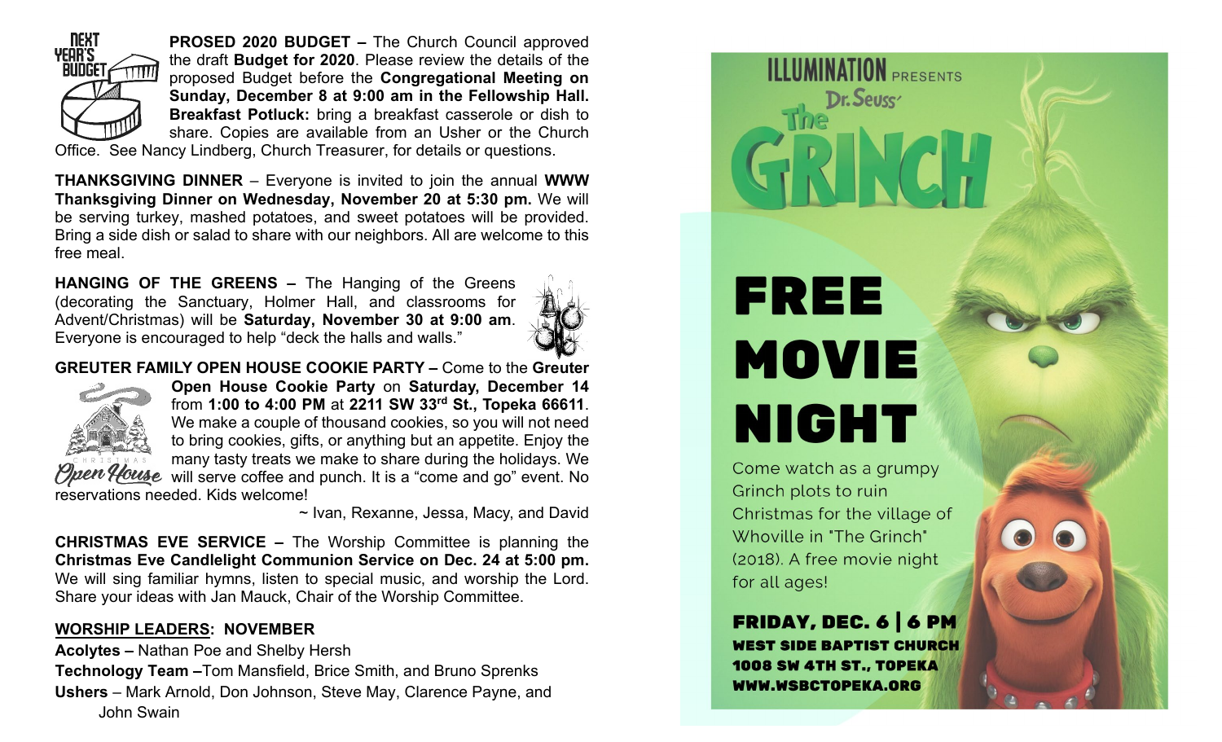**PROSED 2020 BUDGET –** The Church Council approved the draft **Budget for 2020**. Please review the details of the proposed Budget before the **Congregational Meeting on Sunday, December 8 at 9:00 am in the Fellowship Hall. Breakfast Potluck:** bring a breakfast casserole or dish to share. Copies are available from an Usher or the Church Office. See Nancy Lindberg, Church Treasurer, for details or questions.

**THANKSGIVING DINNER** – Everyone is invited to join the annual **WWW Thanksgiving Dinner on Wednesday, November 20 at 5:30 pm.** We will be serving turkey, mashed potatoes, and sweet potatoes will be provided. Bring a side dish or salad to share with our neighbors. All are welcome to this free meal.

**HANGING OF THE GREENS –** The Hanging of the Greens (decorating the Sanctuary, Holmer Hall, and classrooms for Advent/Christmas) will be **Saturday, November 30 at 9:00 am**. Everyone is encouraged to help "deck the halls and walls."

**GREUTER FAMILY OPEN HOUSE COOKIE PARTY –** Come to the **Greuter Open House Cookie Party** on **Saturday, December 14** from **1:00 to 4:00 PM** at **2211 SW 33rd St., Topeka 66611**. We make a couple of thousand cookies, so you will not need to bring cookies, gifts, or anything but an appetite. Enjoy the many tasty treats we make to share during the holidays. We will serve coffee and punch. It is a "come and go" event. No reservations needed. Kids welcome!

~ Ivan, Rexanne, Jessa, Macy, and David

**CHRISTMAS EVE SERVICE –** The Worship Committee is planning the **Christmas Eve Candlelight Communion Service on Dec. 24 at 5:00 pm.** We will sing familiar hymns, listen to special music, and worship the Lord. Share your ideas with Jan Mauck, Chair of the Worship Committee.

**WORSHIP LEADERS: NOVEMBER**

**Acolytes –** Nathan Poe and Shelby Hersh

**Technology Team –**Tom Mansfield, Brice Smith, and Bruno Sprenks

**Ushers** – Mark Arnold, Don Johnson, Steve May, Clarence Payne, and John Swain

ILLUMINATION PRESENTS Dr. Seuss' The GRINCH

# FREE MOVIE NIGHT

Come watch as a grumpy Grinch plots to ruin Christmas for the village of Whoville in "The Grinch" (2018). A free movie night for all ages!

**FRIDAY, DEC. 6 | 6 PM**
**WEST SIDE BAPTIST CHURCH**
**1008 SW 4TH ST., TOPEKA**
**WWW.WSBCTOPEKA.ORG**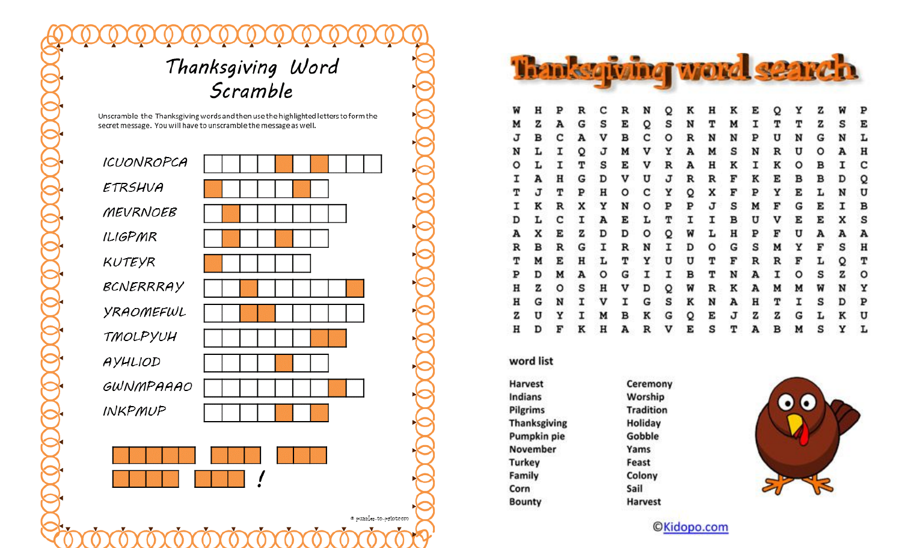# Thanksgiving Word Scramble

Unscramble the Thanksgiving words and then use the highlighted letters to form the secret message. You will have to unscramble the message as well.

ICUONROPCA

ETRSHVA

MEVRNOEB

ILIGPMR

KUTEYR

BCNERRRAY

YRAOMEFWL

TMOLPYUH

AYHLIOD

GWNMPAAAO

INKPMUP

!

© puzzles-to-print.com

# Thanksgiving word search

| | | | | | | | | | | | | | | | |
|---|---|---|---|---|---|---|---|---|---|---|---|---|---|---|---|
| W | H | P | R | C | R | N | Q | K | H | K | E | Q | Y | Z | W | P |
| M | Z | A | G | S | E | Q | S | N | T | M | I | T | T | Z | S | E |
| J | B | C | A | V | B | C | O | R | N | N | P | U | N | G | N | L |
| N | L | I | Q | J | M | V | Y | A | M | S | N | R | U | O | A | H |
| O | L | I | T | S | E | V | R | A | H | K | I | K | O | B | I | C |
| I | A | H | G | D | V | U | J | R | R | F | K | E | B | B | D | Q |
| T | J | T | P | H | O | C | Y | Q | X | F | P | Y | E | L | N | U |
| I | K | R | X | Y | N | O | P | P | J | S | M | F | G | E | I | B |
| D | L | C | I | A | E | L | T | I | I | B | U | V | E | E | X | S |
| A | X | E | Z | D | D | O | Q | W | L | H | P | F | U | A | A | A |
| R | B | R | G | I | R | N | I | D | O | G | S | M | Y | F | S | H |
| T | M | E | H | L | T | Y | U | U | T | F | R | R | F | L | Q | T |
| P | D | M | A | O | G | I | I | B | T | N | A | I | O | S | Z | O |
| H | Z | O | S | H | V | D | Q | W | R | K | A | M | M | W | N | Y |
| H | G | N | I | V | I | G | S | K | N | A | H | T | I | S | D | P |
| Z | U | Y | I | M | B | K | G | Q | E | J | Z | Z | G | L | K | U |
| H | D | F | K | H | A | R | V | E | S | T | A | B | M | S | Y | L |

**word list**

- Harvest
- Indians
- Pilgrims
- Thanksgiving
- Pumpkin pie
- November
- Turkey
- Family
- Corn
- Bounty
- Ceremony
- Worship
- Tradition
- Holiday
- Gobble
- Yams
- Feast
- Colony
- Sail
- Harvest

©Kidopo.com